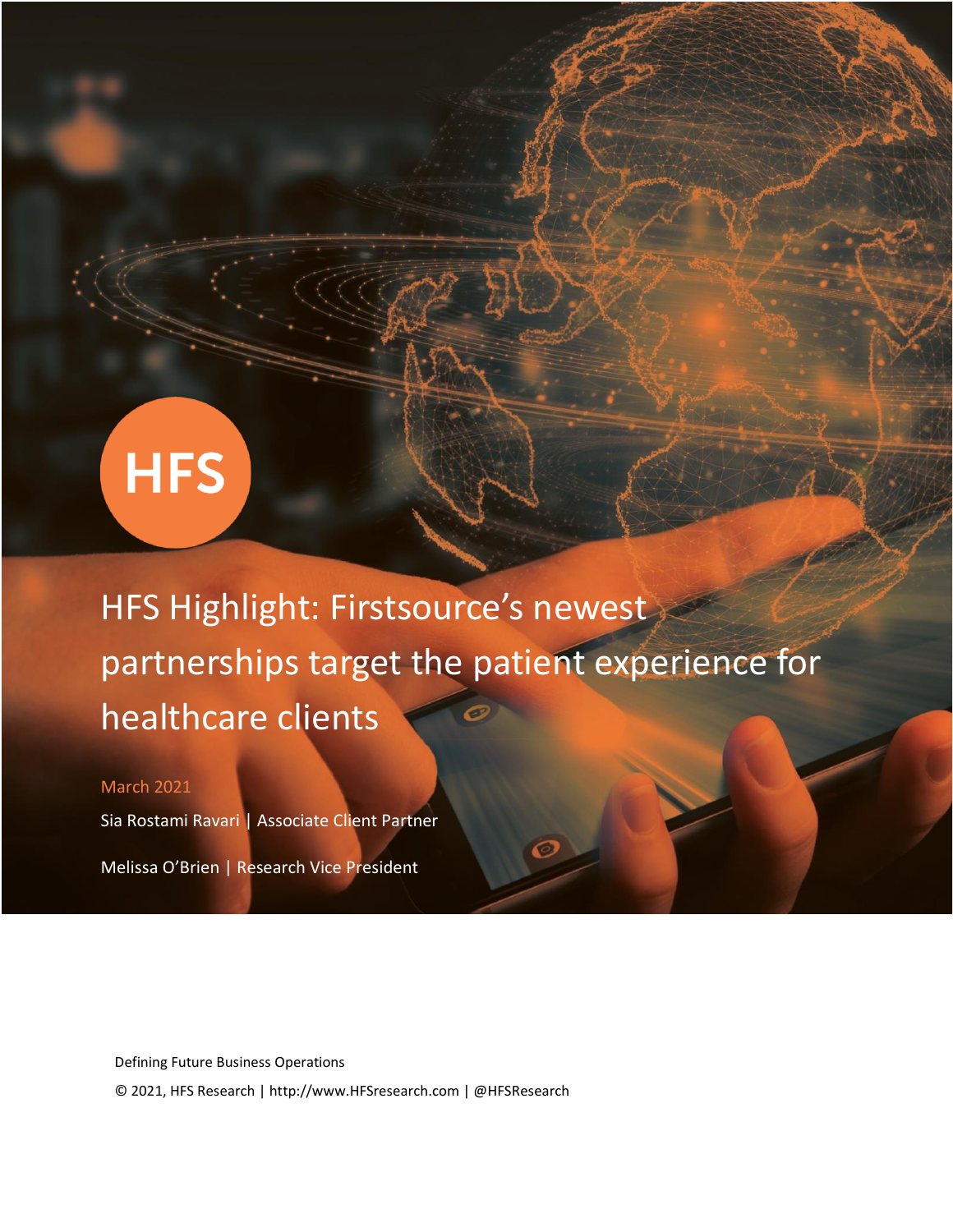HFS

# HFS Highlight: Firstsource's newest partnerships target the patient experience for healthcare clients

March 2021

Sia Rostami Ravari | Associate Client Partner

Melissa O'Brien | Research Vice President

Defining Future Business Operations

© 2021, HFS Research | http://www.HFSresearch.com | @HFSResearch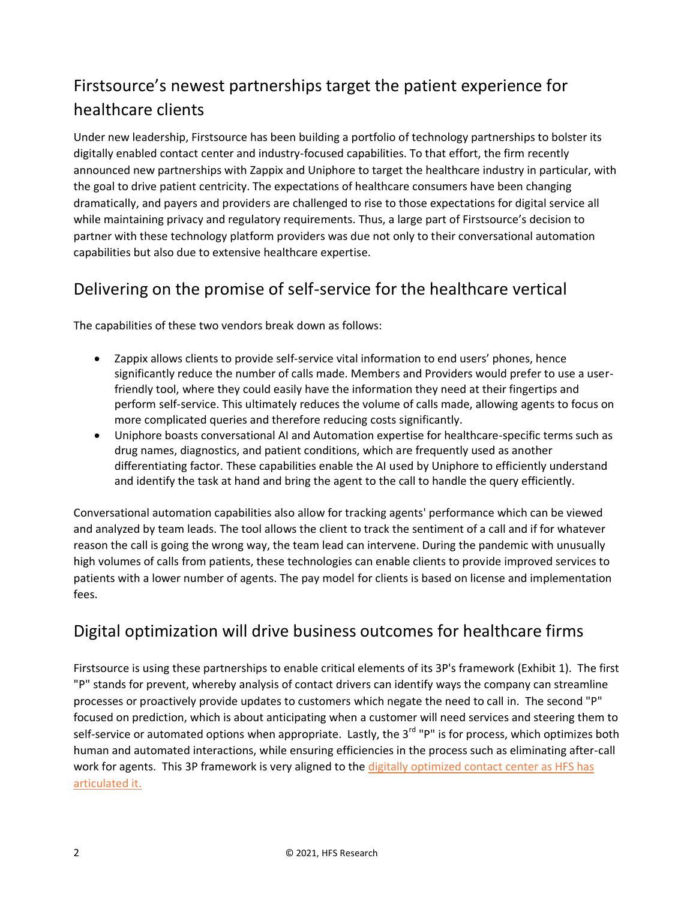## Firstsource's newest partnerships target the patient experience for healthcare clients

Under new leadership, Firstsource has been building a portfolio of technology partnerships to bolster its digitally enabled contact center and industry-focused capabilities. To that effort, the firm recently announced new partnerships with Zappix and Uniphore to target the healthcare industry in particular, with the goal to drive patient centricity. The expectations of healthcare consumers have been changing dramatically, and payers and providers are challenged to rise to those expectations for digital service all while maintaining privacy and regulatory requirements. Thus, a large part of Firstsource's decision to partner with these technology platform providers was due not only to their conversational automation capabilities but also due to extensive healthcare expertise.

## Delivering on the promise of self-service for the healthcare vertical

The capabilities of these two vendors break down as follows:

- Zappix allows clients to provide self-service vital information to end users' phones, hence significantly reduce the number of calls made. Members and Providers would prefer to use a user-friendly tool, where they could easily have the information they need at their fingertips and perform self-service. This ultimately reduces the volume of calls made, allowing agents to focus on more complicated queries and therefore reducing costs significantly.
- Uniphore boasts conversational AI and Automation expertise for healthcare-specific terms such as drug names, diagnostics, and patient conditions, which are frequently used as another differentiating factor. These capabilities enable the AI used by Uniphore to efficiently understand and identify the task at hand and bring the agent to the call to handle the query efficiently.

Conversational automation capabilities also allow for tracking agents' performance which can be viewed and analyzed by team leads. The tool allows the client to track the sentiment of a call and if for whatever reason the call is going the wrong way, the team lead can intervene. During the pandemic with unusually high volumes of calls from patients, these technologies can enable clients to provide improved services to patients with a lower number of agents. The pay model for clients is based on license and implementation fees.

## Digital optimization will drive business outcomes for healthcare firms

Firstsource is using these partnerships to enable critical elements of its 3P's framework (Exhibit 1). The first "P" stands for prevent, whereby analysis of contact drivers can identify ways the company can streamline processes or proactively provide updates to customers which negate the need to call in. The second "P" focused on prediction, which is about anticipating when a customer will need services and steering them to self-service or automated options when appropriate. Lastly, the 3rd "P" is for process, which optimizes both human and automated interactions, while ensuring efficiencies in the process such as eliminating after-call work for agents. This 3P framework is very aligned to the digitally optimized contact center as HFS has articulated it.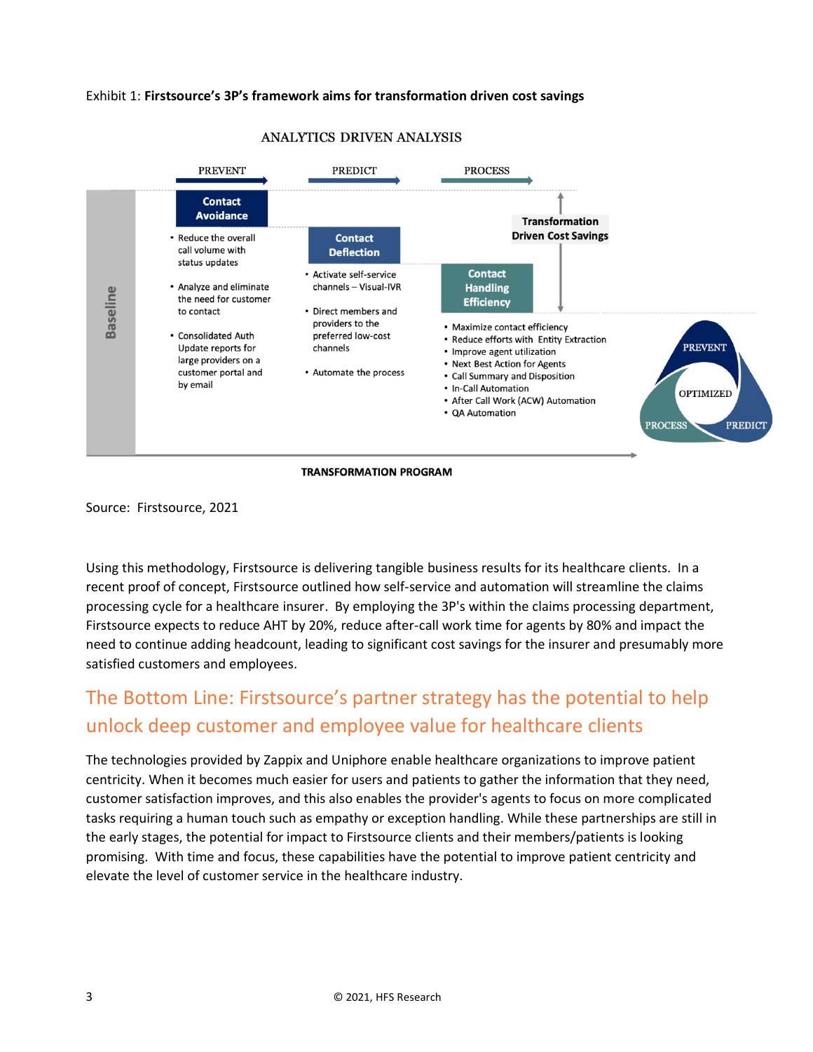Exhibit 1: **Firstsource's 3P's framework aims for transformation driven cost savings**

ANALYTICS DRIVEN ANALYSIS

PREVENT → PREDICT → PROCESS

Baseline

**Contact Avoidance**

- Reduce the overall call volume with status updates
- Analyze and eliminate the need for customer to contact
- Consolidated Auth Update reports for large providers on a customer portal and by email

**Contact Deflection**

- Activate self-service channels – Visual-IVR
- Direct members and providers to the preferred low-cost channels
- Automate the process

**Contact Handling Efficiency**

- Maximize contact efficiency
- Reduce efforts with Entity Extraction
- Improve agent utilization
- Next Best Action for Agents
- Call Summary and Disposition
- In-Call Automation
- After Call Work (ACW) Automation
- QA Automation

**Transformation Driven Cost Savings**

PREVENT / PREDICT / PROCESS – OPTIMIZED

**TRANSFORMATION PROGRAM**

Source: Firstsource, 2021

Using this methodology, Firstsource is delivering tangible business results for its healthcare clients. In a recent proof of concept, Firstsource outlined how self-service and automation will streamline the claims processing cycle for a healthcare insurer. By employing the 3P's within the claims processing department, Firstsource expects to reduce AHT by 20%, reduce after-call work time for agents by 80% and impact the need to continue adding headcount, leading to significant cost savings for the insurer and presumably more satisfied customers and employees.

## The Bottom Line: Firstsource's partner strategy has the potential to help unlock deep customer and employee value for healthcare clients

The technologies provided by Zappix and Uniphore enable healthcare organizations to improve patient centricity. When it becomes much easier for users and patients to gather the information that they need, customer satisfaction improves, and this also enables the provider's agents to focus on more complicated tasks requiring a human touch such as empathy or exception handling. While these partnerships are still in the early stages, the potential for impact to Firstsource clients and their members/patients is looking promising. With time and focus, these capabilities have the potential to improve patient centricity and elevate the level of customer service in the healthcare industry.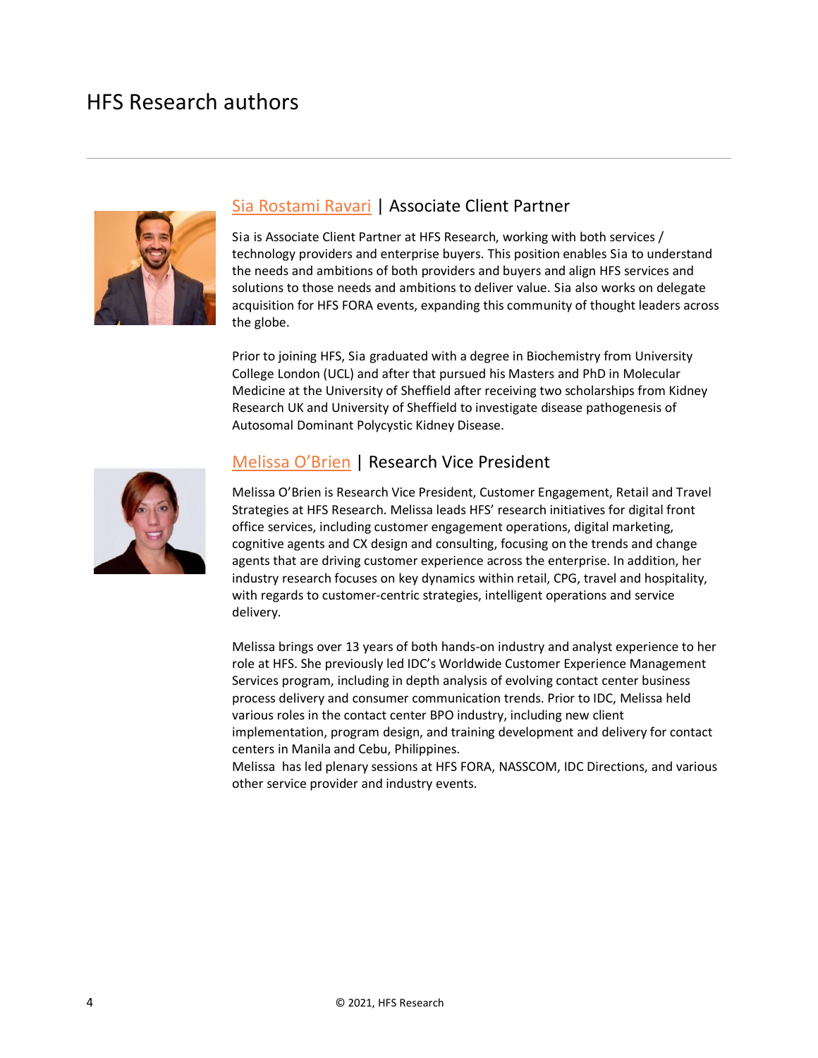# HFS Research authors

---

## Sia Rostami Ravari | Associate Client Partner

Sia is Associate Client Partner at HFS Research, working with both services / technology providers and enterprise buyers. This position enables Sia to understand the needs and ambitions of both providers and buyers and align HFS services and solutions to those needs and ambitions to deliver value. Sia also works on delegate acquisition for HFS FORA events, expanding this community of thought leaders across the globe.

Prior to joining HFS, Sia graduated with a degree in Biochemistry from University College London (UCL) and after that pursued his Masters and PhD in Molecular Medicine at the University of Sheffield after receiving two scholarships from Kidney Research UK and University of Sheffield to investigate disease pathogenesis of Autosomal Dominant Polycystic Kidney Disease.

## Melissa O'Brien | Research Vice President

Melissa O'Brien is Research Vice President, Customer Engagement, Retail and Travel Strategies at HFS Research. Melissa leads HFS' research initiatives for digital front office services, including customer engagement operations, digital marketing, cognitive agents and CX design and consulting, focusing on the trends and change agents that are driving customer experience across the enterprise. In addition, her industry research focuses on key dynamics within retail, CPG, travel and hospitality, with regards to customer-centric strategies, intelligent operations and service delivery.

Melissa brings over 13 years of both hands-on industry and analyst experience to her role at HFS. She previously led IDC's Worldwide Customer Experience Management Services program, including in depth analysis of evolving contact center business process delivery and consumer communication trends. Prior to IDC, Melissa held various roles in the contact center BPO industry, including new client implementation, program design, and training development and delivery for contact centers in Manila and Cebu, Philippines.
Melissa has led plenary sessions at HFS FORA, NASSCOM, IDC Directions, and various other service provider and industry events.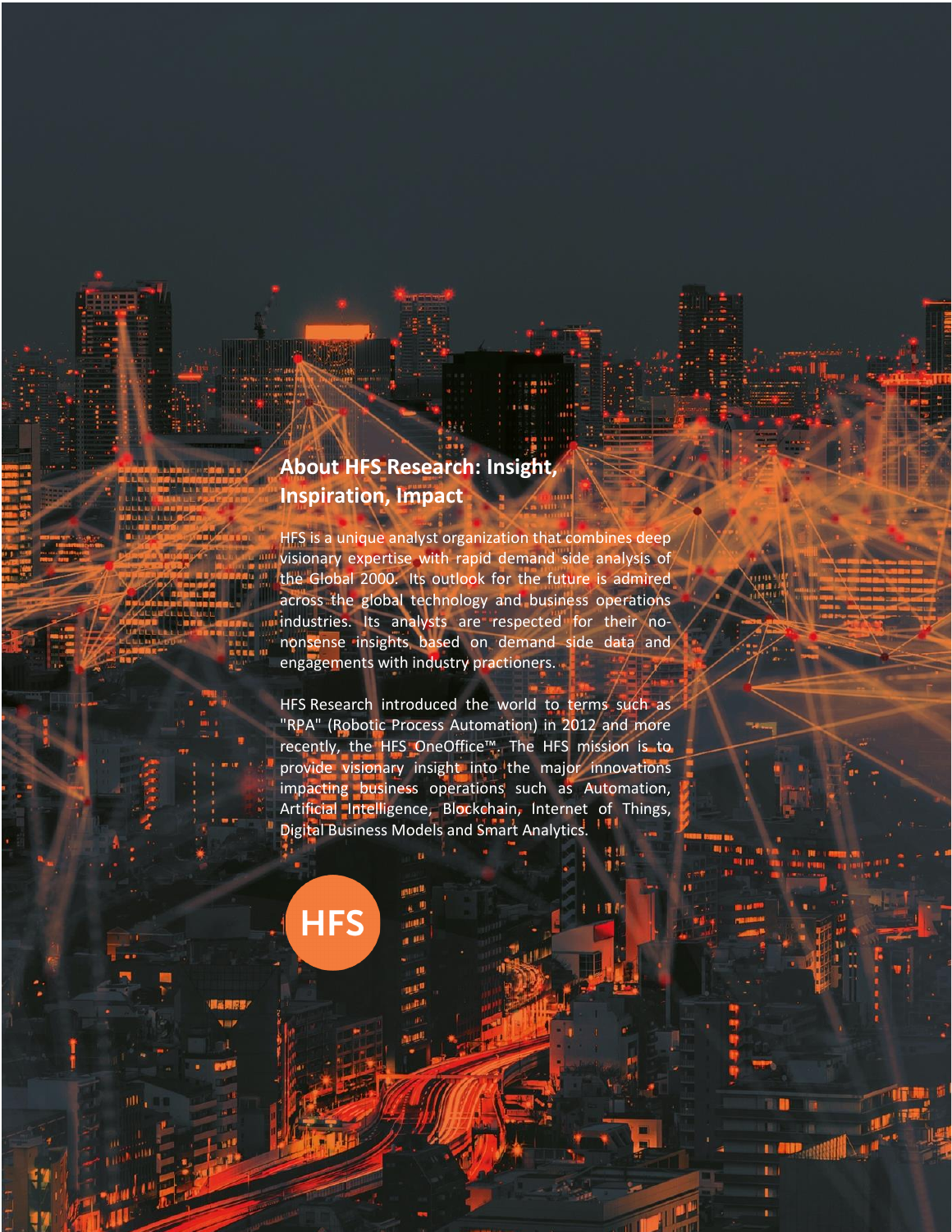## About HFS Research: Insight, Inspiration, Impact

HFS is a unique analyst organization that combines deep visionary expertise with rapid demand side analysis of the Global 2000. Its outlook for the future is admired across the global technology and business operations industries. Its analysts are respected for their no-nonsense insights based on demand side data and engagements with industry practioners.

HFS Research introduced the world to terms such as "RPA" (Robotic Process Automation) in 2012 and more recently, the HFS OneOffice™. The HFS mission is to provide visionary insight into the major innovations impacting business operations such as Automation, Artificial Intelligence, Blockchain, Internet of Things, Digital Business Models and Smart Analytics.

HFS